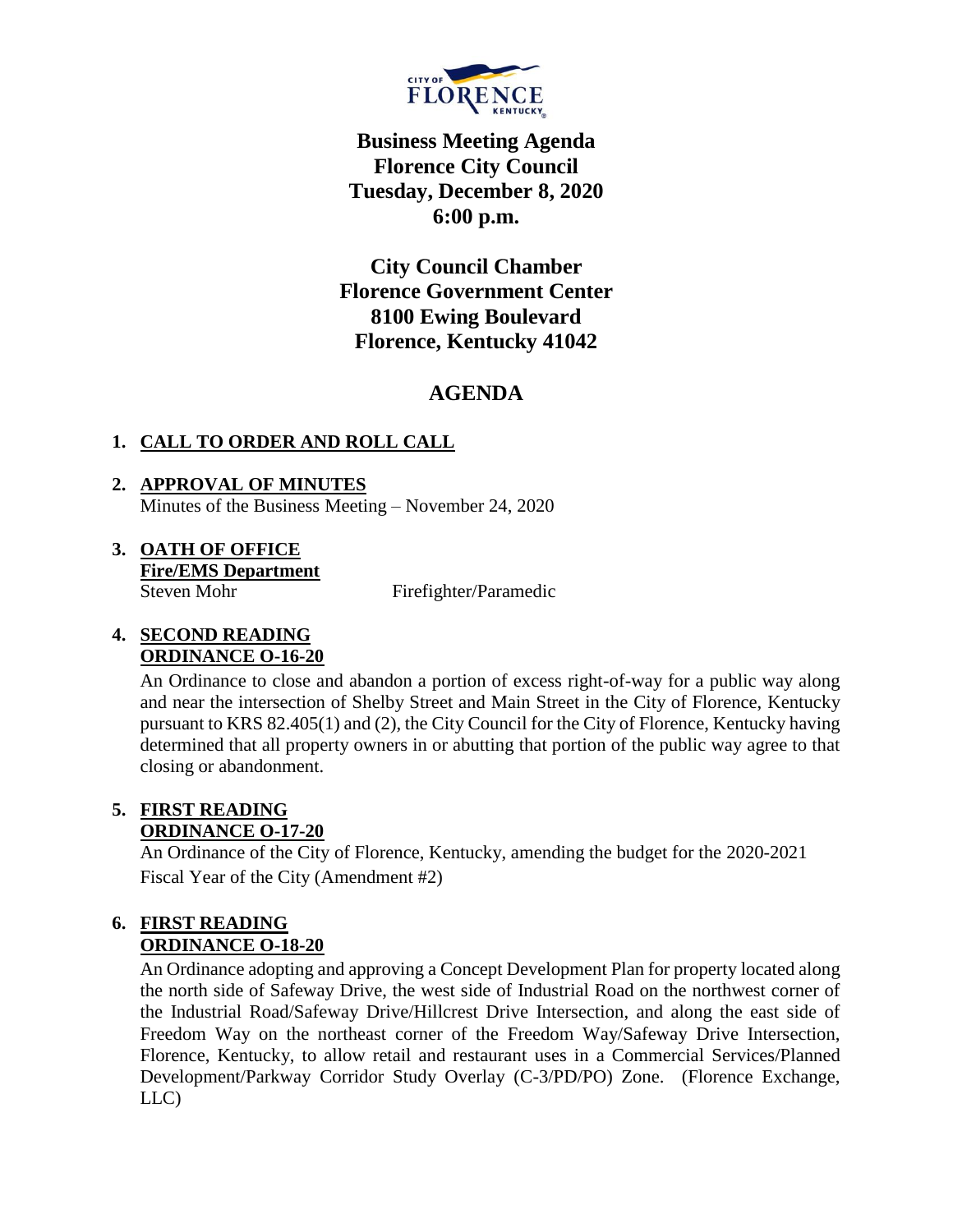CITY OF FLORENCE KENTUCKY

# Business Meeting Agenda
# Florence City Council
# Tuesday, December 8, 2020
# 6:00 p.m.

**City Council Chamber**
**Florence Government Center**
**8100 Ewing Boulevard**
**Florence, Kentucky 41042**

## AGENDA

1. **CALL TO ORDER AND ROLL CALL**

2. **APPROVAL OF MINUTES**
   Minutes of the Business Meeting – November 24, 2020

3. **OATH OF OFFICE**
   **Fire/EMS Department**
   Steven Mohr — Firefighter/Paramedic

4. **SECOND READING**
   **ORDINANCE O-16-20**
   An Ordinance to close and abandon a portion of excess right-of-way for a public way along and near the intersection of Shelby Street and Main Street in the City of Florence, Kentucky pursuant to KRS 82.405(1) and (2), the City Council for the City of Florence, Kentucky having determined that all property owners in or abutting that portion of the public way agree to that closing or abandonment.

5. **FIRST READING**
   **ORDINANCE O-17-20**
   An Ordinance of the City of Florence, Kentucky, amending the budget for the 2020-2021 Fiscal Year of the City (Amendment #2)

6. **FIRST READING**
   **ORDINANCE O-18-20**
   An Ordinance adopting and approving a Concept Development Plan for property located along the north side of Safeway Drive, the west side of Industrial Road on the northwest corner of the Industrial Road/Safeway Drive/Hillcrest Drive Intersection, and along the east side of Freedom Way on the northeast corner of the Freedom Way/Safeway Drive Intersection, Florence, Kentucky, to allow retail and restaurant uses in a Commercial Services/Planned Development/Parkway Corridor Study Overlay (C-3/PD/PO) Zone. (Florence Exchange, LLC)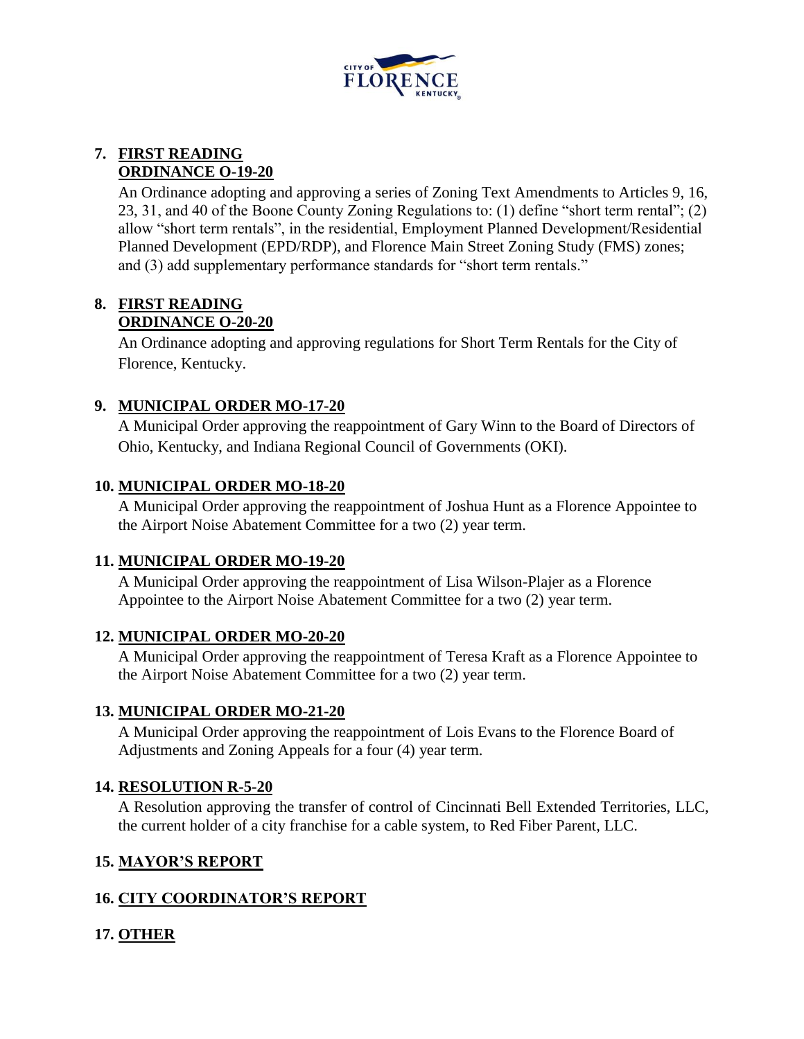7. **FIRST READING**
   **ORDINANCE O-19-20**

   An Ordinance adopting and approving a series of Zoning Text Amendments to Articles 9, 16, 23, 31, and 40 of the Boone County Zoning Regulations to: (1) define "short term rental"; (2) allow "short term rentals", in the residential, Employment Planned Development/Residential Planned Development (EPD/RDP), and Florence Main Street Zoning Study (FMS) zones; and (3) add supplementary performance standards for "short term rentals."

8. **FIRST READING**
   **ORDINANCE O-20-20**

   An Ordinance adopting and approving regulations for Short Term Rentals for the City of Florence, Kentucky.

9. **MUNICIPAL ORDER MO-17-20**

   A Municipal Order approving the reappointment of Gary Winn to the Board of Directors of Ohio, Kentucky, and Indiana Regional Council of Governments (OKI).

10. **MUNICIPAL ORDER MO-18-20**

    A Municipal Order approving the reappointment of Joshua Hunt as a Florence Appointee to the Airport Noise Abatement Committee for a two (2) year term.

11. **MUNICIPAL ORDER MO-19-20**

    A Municipal Order approving the reappointment of Lisa Wilson-Plajer as a Florence Appointee to the Airport Noise Abatement Committee for a two (2) year term.

12. **MUNICIPAL ORDER MO-20-20**

    A Municipal Order approving the reappointment of Teresa Kraft as a Florence Appointee to the Airport Noise Abatement Committee for a two (2) year term.

13. **MUNICIPAL ORDER MO-21-20**

    A Municipal Order approving the reappointment of Lois Evans to the Florence Board of Adjustments and Zoning Appeals for a four (4) year term.

14. **RESOLUTION R-5-20**

    A Resolution approving the transfer of control of Cincinnati Bell Extended Territories, LLC, the current holder of a city franchise for a cable system, to Red Fiber Parent, LLC.

15. **MAYOR'S REPORT**

16. **CITY COORDINATOR'S REPORT**

17. **OTHER**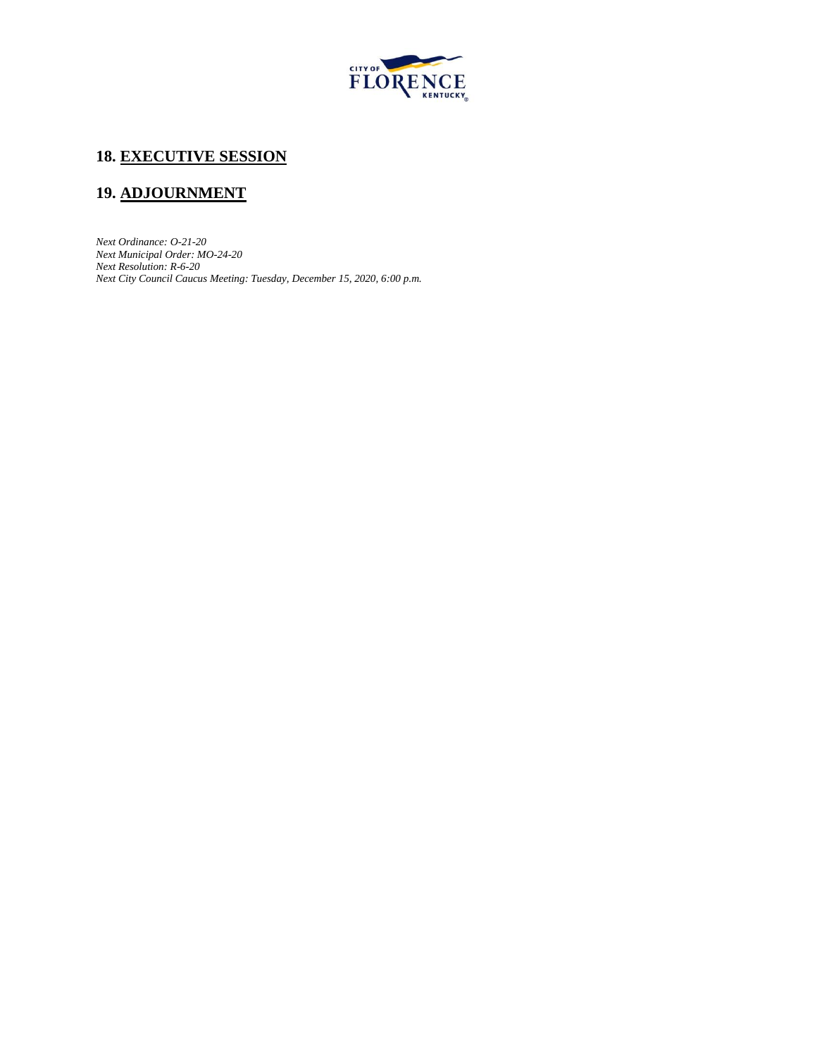## 18. EXECUTIVE SESSION

## 19. ADJOURNMENT

*Next Ordinance: O-21-20*
*Next Municipal Order: MO-24-20*
*Next Resolution: R-6-20*
*Next City Council Caucus Meeting: Tuesday, December 15, 2020, 6:00 p.m.*